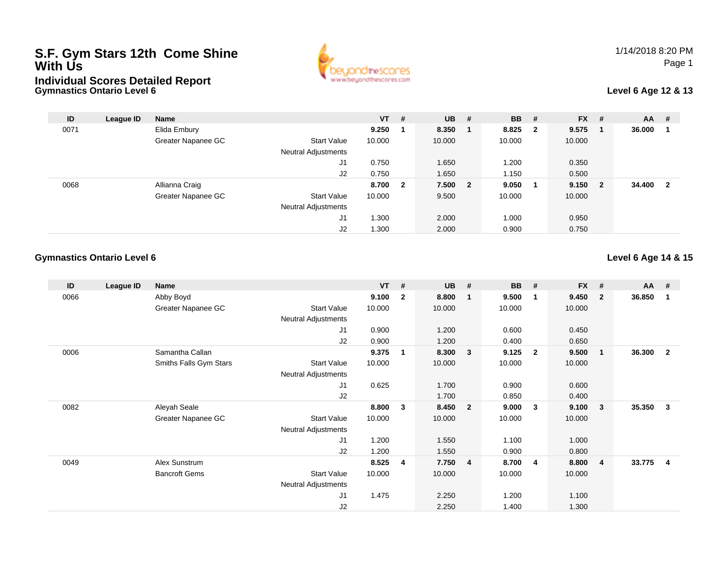# S.F. Gym Stars 12th Come Shine With Us

## Individual Scores Detailed Report

1/14/2018 8:20 PM

### Gymnastics Ontario Level 6

**Level 6 Age 12 & 13**

| ID | League ID | Name | | VT | # | UB | # | BB | # | FX | # | AA | # |
|---|---|---|---|---|---|---|---|---|---|---|---|---|---|
| 0071 | | Elida Embury | | **9.250** | **1** | **8.350** | **1** | **8.825** | **2** | **9.575** | **1** | **36.000** | **1** |
| | | Greater Napanee GC | Start Value | 10.000 | | 10.000 | | 10.000 | | 10.000 | | | |
| | | | Neutral Adjustments | | | | | | | | | | |
| | | | J1 | 0.750 | | 1.650 | | 1.200 | | 0.350 | | | |
| | | | J2 | 0.750 | | 1.650 | | 1.150 | | 0.500 | | | |
| 0068 | | Allianna Craig | | **8.700** | **2** | **7.500** | **2** | **9.050** | **1** | **9.150** | **2** | **34.400** | **2** |
| | | Greater Napanee GC | Start Value | 10.000 | | 9.500 | | 10.000 | | 10.000 | | | |
| | | | Neutral Adjustments | | | | | | | | | | |
| | | | J1 | 1.300 | | 2.000 | | 1.000 | | 0.950 | | | |
| | | | J2 | 1.300 | | 2.000 | | 0.900 | | 0.750 | | | |

### Gymnastics Ontario Level 6

**Level 6 Age 14 & 15**

| ID | League ID | Name | | VT | # | UB | # | BB | # | FX | # | AA | # |
|---|---|---|---|---|---|---|---|---|---|---|---|---|---|
| 0066 | | Abby Boyd | | **9.100** | **2** | **8.800** | **1** | **9.500** | **1** | **9.450** | **2** | **36.850** | **1** |
| | | Greater Napanee GC | Start Value | 10.000 | | 10.000 | | 10.000 | | 10.000 | | | |
| | | | Neutral Adjustments | | | | | | | | | | |
| | | | J1 | 0.900 | | 1.200 | | 0.600 | | 0.450 | | | |
| | | | J2 | 0.900 | | 1.200 | | 0.400 | | 0.650 | | | |
| 0006 | | Samantha Callan | | **9.375** | **1** | **8.300** | **3** | **9.125** | **2** | **9.500** | **1** | **36.300** | **2** |
| | | Smiths Falls Gym Stars | Start Value | 10.000 | | 10.000 | | 10.000 | | 10.000 | | | |
| | | | Neutral Adjustments | | | | | | | | | | |
| | | | J1 | 0.625 | | 1.700 | | 0.900 | | 0.600 | | | |
| | | | J2 | | | 1.700 | | 0.850 | | 0.400 | | | |
| 0082 | | Aleyah Seale | | **8.800** | **3** | **8.450** | **2** | **9.000** | **3** | **9.100** | **3** | **35.350** | **3** |
| | | Greater Napanee GC | Start Value | 10.000 | | 10.000 | | 10.000 | | 10.000 | | | |
| | | | Neutral Adjustments | | | | | | | | | | |
| | | | J1 | 1.200 | | 1.550 | | 1.100 | | 1.000 | | | |
| | | | J2 | 1.200 | | 1.550 | | 0.900 | | 0.800 | | | |
| 0049 | | Alex Sunstrum | | **8.525** | **4** | **7.750** | **4** | **8.700** | **4** | **8.800** | **4** | **33.775** | **4** |
| | | Bancroft Gems | Start Value | 10.000 | | 10.000 | | 10.000 | | 10.000 | | | |
| | | | Neutral Adjustments | | | | | | | | | | |
| | | | J1 | 1.475 | | 2.250 | | 1.200 | | 1.100 | | | |
| | | | J2 | | | 2.250 | | 1.400 | | 1.300 | | | |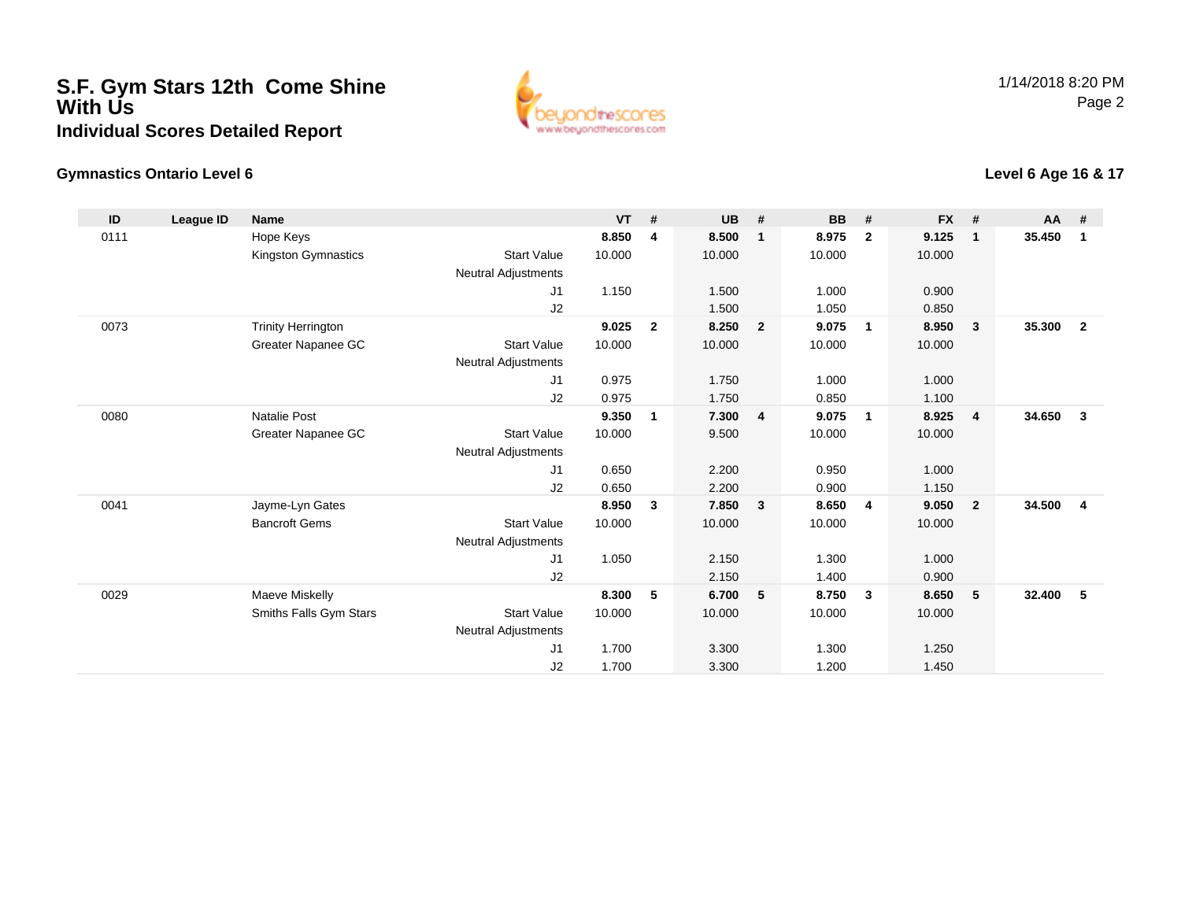# S.F. Gym Stars 12th Come Shine With Us

## Individual Scores Detailed Report

1/14/2018 8:20 PM

### Gymnastics Ontario Level 6

### Level 6 Age 16 & 17

| ID | League ID | Name | | VT | # | UB | # | BB | # | FX | # | AA | # |
|---|---|---|---|---|---|---|---|---|---|---|---|---|---|
| 0111 | | Hope Keys | | **8.850** | **4** | **8.500** | **1** | **8.975** | **2** | **9.125** | **1** | **35.450** | **1** |
| | | Kingston Gymnastics | Start Value | 10.000 | | 10.000 | | 10.000 | | 10.000 | | | |
| | | | Neutral Adjustments | | | | | | | | | | |
| | | | J1 | 1.150 | | 1.500 | | 1.000 | | 0.900 | | | |
| | | | J2 | | | 1.500 | | 1.050 | | 0.850 | | | |
| 0073 | | Trinity Herrington | | **9.025** | **2** | **8.250** | **2** | **9.075** | **1** | **8.950** | **3** | **35.300** | **2** |
| | | Greater Napanee GC | Start Value | 10.000 | | 10.000 | | 10.000 | | 10.000 | | | |
| | | | Neutral Adjustments | | | | | | | | | | |
| | | | J1 | 0.975 | | 1.750 | | 1.000 | | 1.000 | | | |
| | | | J2 | 0.975 | | 1.750 | | 0.850 | | 1.100 | | | |
| 0080 | | Natalie Post | | **9.350** | **1** | **7.300** | **4** | **9.075** | **1** | **8.925** | **4** | **34.650** | **3** |
| | | Greater Napanee GC | Start Value | 10.000 | | 9.500 | | 10.000 | | 10.000 | | | |
| | | | Neutral Adjustments | | | | | | | | | | |
| | | | J1 | 0.650 | | 2.200 | | 0.950 | | 1.000 | | | |
| | | | J2 | 0.650 | | 2.200 | | 0.900 | | 1.150 | | | |
| 0041 | | Jayme-Lyn Gates | | **8.950** | **3** | **7.850** | **3** | **8.650** | **4** | **9.050** | **2** | **34.500** | **4** |
| | | Bancroft Gems | Start Value | 10.000 | | 10.000 | | 10.000 | | 10.000 | | | |
| | | | Neutral Adjustments | | | | | | | | | | |
| | | | J1 | 1.050 | | 2.150 | | 1.300 | | 1.000 | | | |
| | | | J2 | | | 2.150 | | 1.400 | | 0.900 | | | |
| 0029 | | Maeve Miskelly | | **8.300** | **5** | **6.700** | **5** | **8.750** | **3** | **8.650** | **5** | **32.400** | **5** |
| | | Smiths Falls Gym Stars | Start Value | 10.000 | | 10.000 | | 10.000 | | 10.000 | | | |
| | | | Neutral Adjustments | | | | | | | | | | |
| | | | J1 | 1.700 | | 3.300 | | 1.300 | | 1.250 | | | |
| | | | J2 | 1.700 | | 3.300 | | 1.200 | | 1.450 | | | |